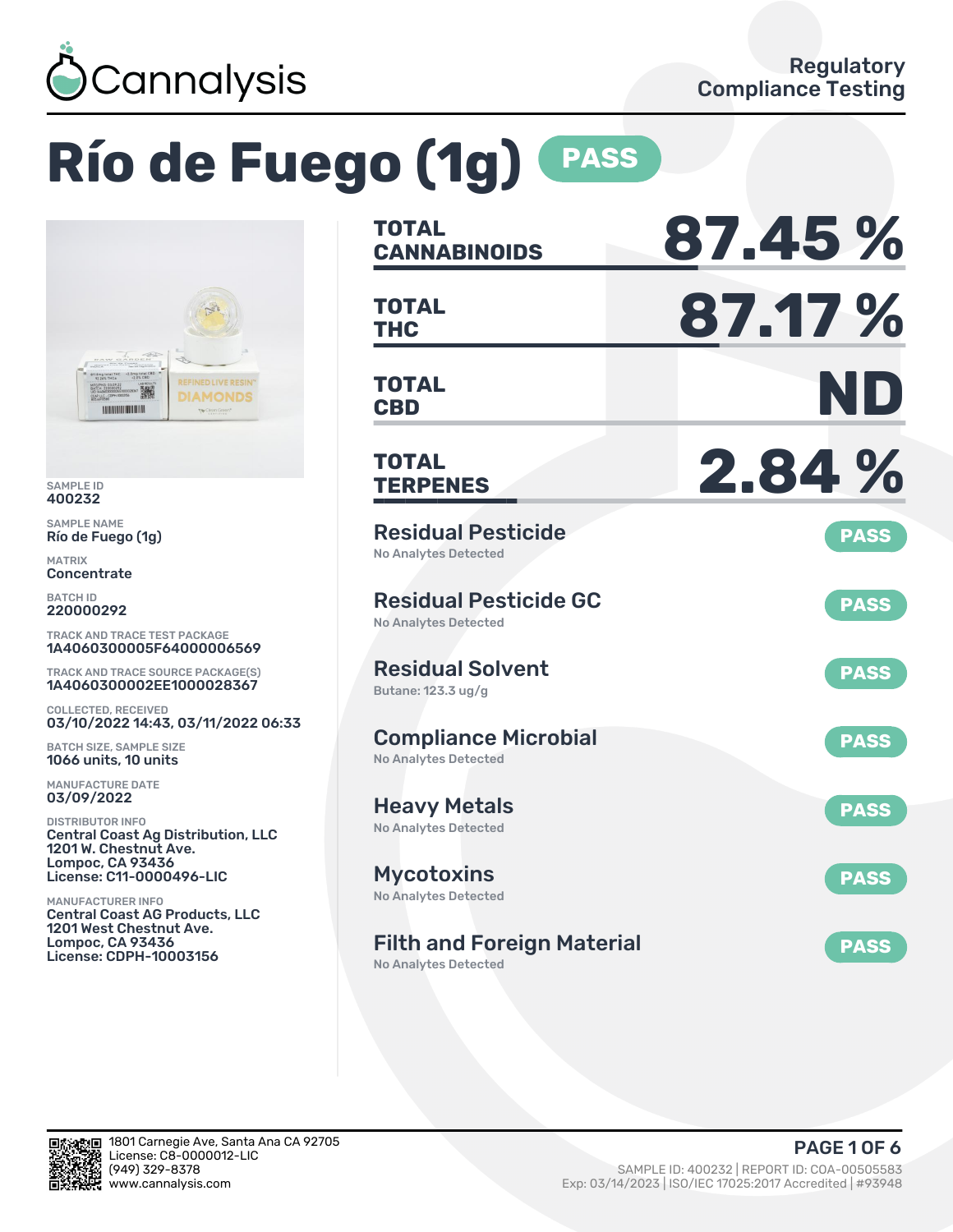Cannalysis

Regulatory Compliance Testing

# Río de Fuego (1g) PASS

SAMPLE ID
400232

SAMPLE NAME
Río de Fuego (1g)

MATRIX
Concentrate

BATCH ID
220000292

TRACK AND TRACE TEST PACKAGE
1A4060300005F64000006569

TRACK AND TRACE SOURCE PACKAGE(S)
1A4060300002EE1000028367

COLLECTED, RECEIVED
03/10/2022 14:43, 03/11/2022 06:33

BATCH SIZE, SAMPLE SIZE
1066 units, 10 units

MANUFACTURE DATE
03/09/2022

DISTRIBUTOR INFO
Central Coast Ag Distribution, LLC
1201 W. Chestnut Ave.
Lompoc, CA 93436
License: C11-0000496-LIC

MANUFACTURER INFO
Central Coast AG Products, LLC
1201 West Chestnut Ave.
Lompoc, CA 93436
License: CDPH-10003156

| | |
|---|---|
| **TOTAL CANNABINOIDS** | **87.45 %** |
| **TOTAL THC** | **87.17 %** |
| **TOTAL CBD** | **ND** |
| **TOTAL TERPENES** | **2.84 %** |

| Test | Result |
|---|---|
| **Residual Pesticide**<br>No Analytes Detected | PASS |
| **Residual Pesticide GC**<br>No Analytes Detected | PASS |
| **Residual Solvent**<br>Butane: 123.3 ug/g | PASS |
| **Compliance Microbial**<br>No Analytes Detected | PASS |
| **Heavy Metals**<br>No Analytes Detected | PASS |
| **Mycotoxins**<br>No Analytes Detected | PASS |
| **Filth and Foreign Material**<br>No Analytes Detected | PASS |

1801 Carnegie Ave, Santa Ana CA 92705
License: C8-0000012-LIC
(949) 329-8378
www.cannalysis.com

SAMPLE ID: 400232 | REPORT ID: COA-00505583
Exp: 03/14/2023 | ISO/IEC 17025:2017 Accredited | #93948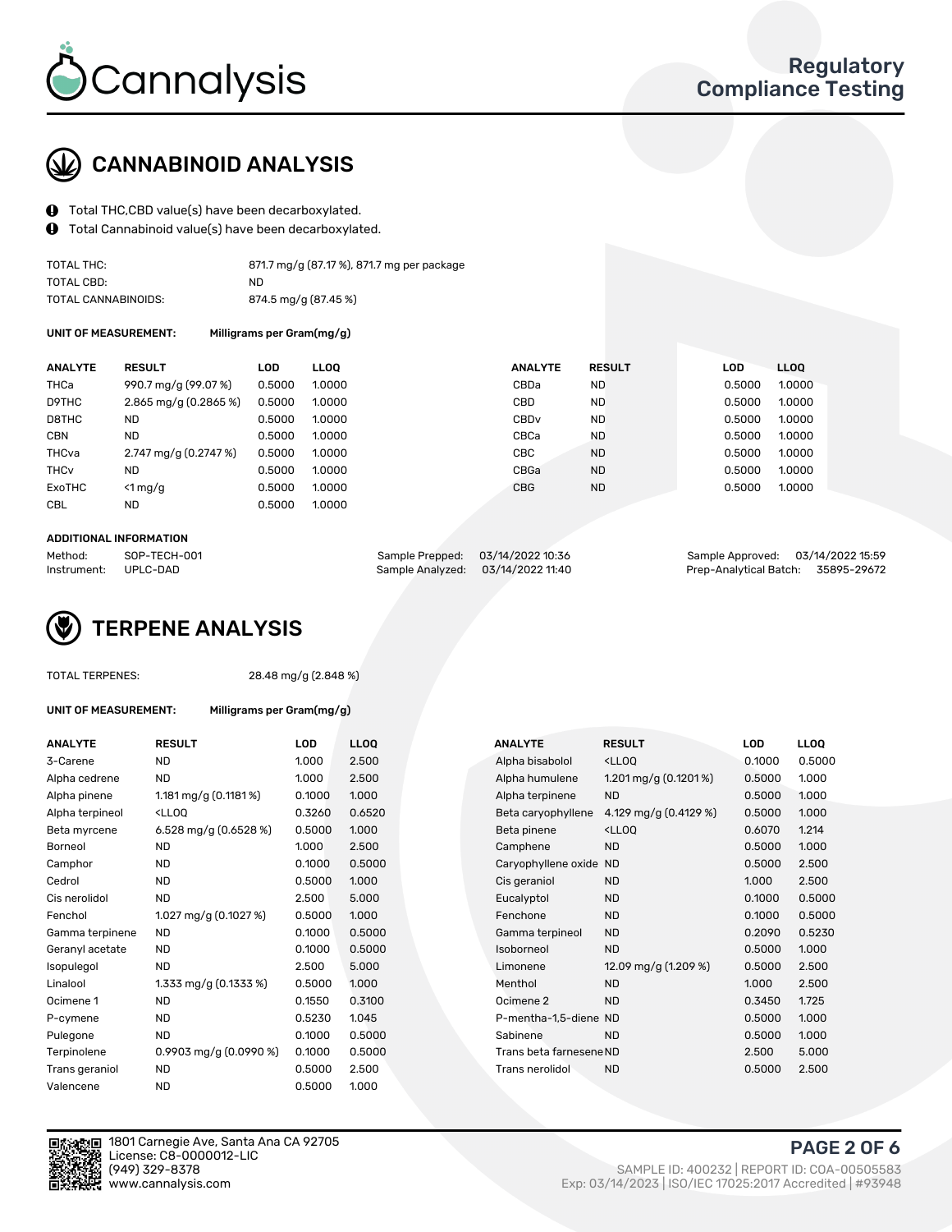Regulatory Compliance Testing

## CANNABINOID ANALYSIS

- Total THC,CBD value(s) have been decarboxylated.
- Total Cannabinoid value(s) have been decarboxylated.

| | |
|---|---|
| TOTAL THC: | 871.7 mg/g (87.17 %), 871.7 mg per package |
| TOTAL CBD: | ND |
| TOTAL CANNABINOIDS: | 874.5 mg/g (87.45 %) |

**UNIT OF MEASUREMENT:** Milligrams per Gram(mg/g)

| ANALYTE | RESULT | LOD | LLOQ | ANALYTE | RESULT | LOD | LLOQ |
|---|---|---|---|---|---|---|---|
| THCa | 990.7 mg/g (99.07 %) | 0.5000 | 1.0000 | CBDa | ND | 0.5000 | 1.0000 |
| D9THC | 2.865 mg/g (0.2865 %) | 0.5000 | 1.0000 | CBD | ND | 0.5000 | 1.0000 |
| D8THC | ND | 0.5000 | 1.0000 | CBDv | ND | 0.5000 | 1.0000 |
| CBN | ND | 0.5000 | 1.0000 | CBCa | ND | 0.5000 | 1.0000 |
| THCva | 2.747 mg/g (0.2747 %) | 0.5000 | 1.0000 | CBC | ND | 0.5000 | 1.0000 |
| THCv | ND | 0.5000 | 1.0000 | CBGa | ND | 0.5000 | 1.0000 |
| ExoTHC | <1 mg/g | 0.5000 | 1.0000 | CBG | ND | 0.5000 | 1.0000 |
| CBL | ND | 0.5000 | 1.0000 | | | | |

**ADDITIONAL INFORMATION**

| | | | | | |
|---|---|---|---|---|---|
| Method: | SOP-TECH-001 | Sample Prepped: | 03/14/2022 10:36 | Sample Approved: | 03/14/2022 15:59 |
| Instrument: | UPLC-DAD | Sample Analyzed: | 03/14/2022 11:40 | Prep-Analytical Batch: | 35895-29672 |

## TERPENE ANALYSIS

TOTAL TERPENES: 28.48 mg/g (2.848 %)

**UNIT OF MEASUREMENT:** Milligrams per Gram(mg/g)

| ANALYTE | RESULT | LOD | LLOQ | ANALYTE | RESULT | LOD | LLOQ |
|---|---|---|---|---|---|---|---|
| 3-Carene | ND | 1.000 | 2.500 | Alpha bisabolol | <LLOQ | 0.1000 | 0.5000 |
| Alpha cedrene | ND | 1.000 | 2.500 | Alpha humulene | 1.201 mg/g (0.1201 %) | 0.5000 | 1.000 |
| Alpha pinene | 1.181 mg/g (0.1181 %) | 0.1000 | 1.000 | Alpha terpinene | ND | 0.5000 | 1.000 |
| Alpha terpineol | <LLOQ | 0.3260 | 0.6520 | Beta caryophyllene | 4.129 mg/g (0.4129 %) | 0.5000 | 1.000 |
| Beta myrcene | 6.528 mg/g (0.6528 %) | 0.5000 | 1.000 | Beta pinene | <LLOQ | 0.6070 | 1.214 |
| Borneol | ND | 1.000 | 2.500 | Camphene | ND | 0.5000 | 1.000 |
| Camphor | ND | 0.1000 | 0.5000 | Caryophyllene oxide | ND | 0.5000 | 2.500 |
| Cedrol | ND | 0.5000 | 1.000 | Cis geraniol | ND | 1.000 | 2.500 |
| Cis nerolidol | ND | 2.500 | 5.000 | Eucalyptol | ND | 0.1000 | 0.5000 |
| Fenchol | 1.027 mg/g (0.1027 %) | 0.5000 | 1.000 | Fenchone | ND | 0.1000 | 0.5000 |
| Gamma terpinene | ND | 0.1000 | 0.5000 | Gamma terpineol | ND | 0.2090 | 0.5230 |
| Geranyl acetate | ND | 0.1000 | 0.5000 | Isoborneol | ND | 0.5000 | 1.000 |
| Isopulegol | ND | 2.500 | 5.000 | Limonene | 12.09 mg/g (1.209 %) | 0.5000 | 2.500 |
| Linalool | 1.333 mg/g (0.1333 %) | 0.5000 | 1.000 | Menthol | ND | 1.000 | 2.500 |
| Ocimene 1 | ND | 0.1550 | 0.3100 | Ocimene 2 | ND | 0.3450 | 1.725 |
| P-cymene | ND | 0.5230 | 1.045 | P-mentha-1,5-diene | ND | 0.5000 | 1.000 |
| Pulegone | ND | 0.1000 | 0.5000 | Sabinene | ND | 0.5000 | 1.000 |
| Terpinolene | 0.9903 mg/g (0.0990 %) | 0.1000 | 0.5000 | Trans beta farnesene | ND | 2.500 | 5.000 |
| Trans geraniol | ND | 0.5000 | 2.500 | Trans nerolidol | ND | 0.5000 | 2.500 |
| Valencene | ND | 0.5000 | 1.000 | | | | |

1801 Carnegie Ave, Santa Ana CA 92705
License: C8-0000012-LIC
(949) 329-8378
www.cannalysis.com

SAMPLE ID: 400232 | REPORT ID: COA-00505583
Exp: 03/14/2023 | ISO/IEC 17025:2017 Accredited | #93948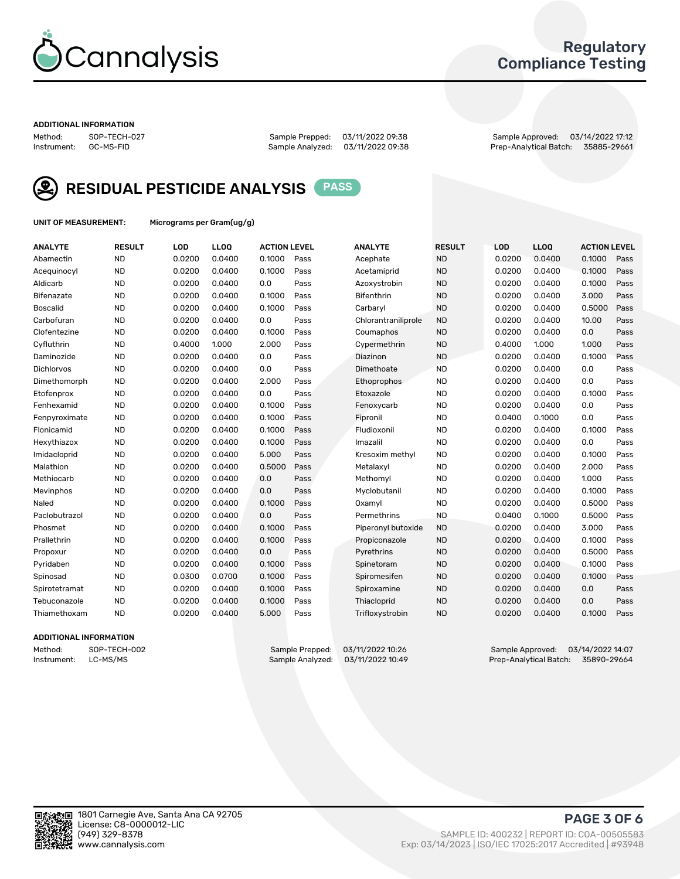# Cannalysis

## Regulatory Compliance Testing

### ADDITIONAL INFORMATION

Method: SOP-TECH-027
Instrument: GC-MS-FID
Sample Prepped: 03/11/2022 09:38
Sample Analyzed: 03/11/2022 09:38
Sample Approved: 03/14/2022 17:12
Prep-Analytical Batch: 35885-29661

## RESIDUAL PESTICIDE ANALYSIS PASS

**UNIT OF MEASUREMENT:** Micrograms per Gram(ug/g)

| ANALYTE | RESULT | LOD | LLOQ | ACTION LEVEL | | ANALYTE | RESULT | LOD | LLOQ | ACTION LEVEL | |
|---|---|---|---|---|---|---|---|---|---|---|---|
| Abamectin | ND | 0.0200 | 0.0400 | 0.1000 | Pass | Acephate | ND | 0.0200 | 0.0400 | 0.1000 | Pass |
| Acequinocyl | ND | 0.0200 | 0.0400 | 0.1000 | Pass | Acetamiprid | ND | 0.0200 | 0.0400 | 0.1000 | Pass |
| Aldicarb | ND | 0.0200 | 0.0400 | 0.0 | Pass | Azoxystrobin | ND | 0.0200 | 0.0400 | 0.1000 | Pass |
| Bifenazate | ND | 0.0200 | 0.0400 | 0.1000 | Pass | Bifenthrin | ND | 0.0200 | 0.0400 | 3.000 | Pass |
| Boscalid | ND | 0.0200 | 0.0400 | 0.1000 | Pass | Carbaryl | ND | 0.0200 | 0.0400 | 0.5000 | Pass |
| Carbofuran | ND | 0.0200 | 0.0400 | 0.0 | Pass | Chlorantraniliprole | ND | 0.0200 | 0.0400 | 10.00 | Pass |
| Clofentezine | ND | 0.0200 | 0.0400 | 0.1000 | Pass | Coumaphos | ND | 0.0200 | 0.0400 | 0.0 | Pass |
| Cyfluthrin | ND | 0.4000 | 1.000 | 2.000 | Pass | Cypermethrin | ND | 0.4000 | 1.000 | 1.000 | Pass |
| Daminozide | ND | 0.0200 | 0.0400 | 0.0 | Pass | Diazinon | ND | 0.0200 | 0.0400 | 0.1000 | Pass |
| Dichlorvos | ND | 0.0200 | 0.0400 | 0.0 | Pass | Dimethoate | ND | 0.0200 | 0.0400 | 0.0 | Pass |
| Dimethomorph | ND | 0.0200 | 0.0400 | 2.000 | Pass | Ethoprophos | ND | 0.0200 | 0.0400 | 0.0 | Pass |
| Etofenprox | ND | 0.0200 | 0.0400 | 0.0 | Pass | Etoxazole | ND | 0.0200 | 0.0400 | 0.1000 | Pass |
| Fenhexamid | ND | 0.0200 | 0.0400 | 0.1000 | Pass | Fenoxycarb | ND | 0.0200 | 0.0400 | 0.0 | Pass |
| Fenpyroximate | ND | 0.0200 | 0.0400 | 0.1000 | Pass | Fipronil | ND | 0.0400 | 0.1000 | 0.0 | Pass |
| Flonicamid | ND | 0.0200 | 0.0400 | 0.1000 | Pass | Fludioxonil | ND | 0.0200 | 0.0400 | 0.1000 | Pass |
| Hexythiazox | ND | 0.0200 | 0.0400 | 0.1000 | Pass | Imazalil | ND | 0.0200 | 0.0400 | 0.0 | Pass |
| Imidacloprid | ND | 0.0200 | 0.0400 | 5.000 | Pass | Kresoxim methyl | ND | 0.0200 | 0.0400 | 0.1000 | Pass |
| Malathion | ND | 0.0200 | 0.0400 | 0.5000 | Pass | Metalaxyl | ND | 0.0200 | 0.0400 | 2.000 | Pass |
| Methiocarb | ND | 0.0200 | 0.0400 | 0.0 | Pass | Methomyl | ND | 0.0200 | 0.0400 | 1.000 | Pass |
| Mevinphos | ND | 0.0200 | 0.0400 | 0.0 | Pass | Myclobutanil | ND | 0.0200 | 0.0400 | 0.1000 | Pass |
| Naled | ND | 0.0200 | 0.0400 | 0.1000 | Pass | Oxamyl | ND | 0.0200 | 0.0400 | 0.5000 | Pass |
| Paclobutrazol | ND | 0.0200 | 0.0400 | 0.0 | Pass | Permethrins | ND | 0.0400 | 0.1000 | 0.5000 | Pass |
| Phosmet | ND | 0.0200 | 0.0400 | 0.1000 | Pass | Piperonyl butoxide | ND | 0.0200 | 0.0400 | 3.000 | Pass |
| Prallethrin | ND | 0.0200 | 0.0400 | 0.1000 | Pass | Propiconazole | ND | 0.0200 | 0.0400 | 0.1000 | Pass |
| Propoxur | ND | 0.0200 | 0.0400 | 0.0 | Pass | Pyrethrins | ND | 0.0200 | 0.0400 | 0.5000 | Pass |
| Pyridaben | ND | 0.0200 | 0.0400 | 0.1000 | Pass | Spinetoram | ND | 0.0200 | 0.0400 | 0.1000 | Pass |
| Spinosad | ND | 0.0300 | 0.0700 | 0.1000 | Pass | Spiromesifen | ND | 0.0200 | 0.0400 | 0.1000 | Pass |
| Spirotetramat | ND | 0.0200 | 0.0400 | 0.1000 | Pass | Spiroxamine | ND | 0.0200 | 0.0400 | 0.0 | Pass |
| Tebuconazole | ND | 0.0200 | 0.0400 | 0.1000 | Pass | Thiacloprid | ND | 0.0200 | 0.0400 | 0.0 | Pass |
| Thiamethoxam | ND | 0.0200 | 0.0400 | 5.000 | Pass | Trifloxystrobin | ND | 0.0200 | 0.0400 | 0.1000 | Pass |

### ADDITIONAL INFORMATION

Method: SOP-TECH-002
Instrument: LC-MS/MS
Sample Prepped: 03/11/2022 10:26
Sample Analyzed: 03/11/2022 10:49
Sample Approved: 03/14/2022 14:07
Prep-Analytical Batch: 35890-29664

1801 Carnegie Ave, Santa Ana CA 92705
License: C8-0000012-LIC
(949) 329-8378
www.cannalysis.com

SAMPLE ID: 400232 | REPORT ID: COA-00505583
Exp: 03/14/2023 | ISO/IEC 17025:2017 Accredited | #93948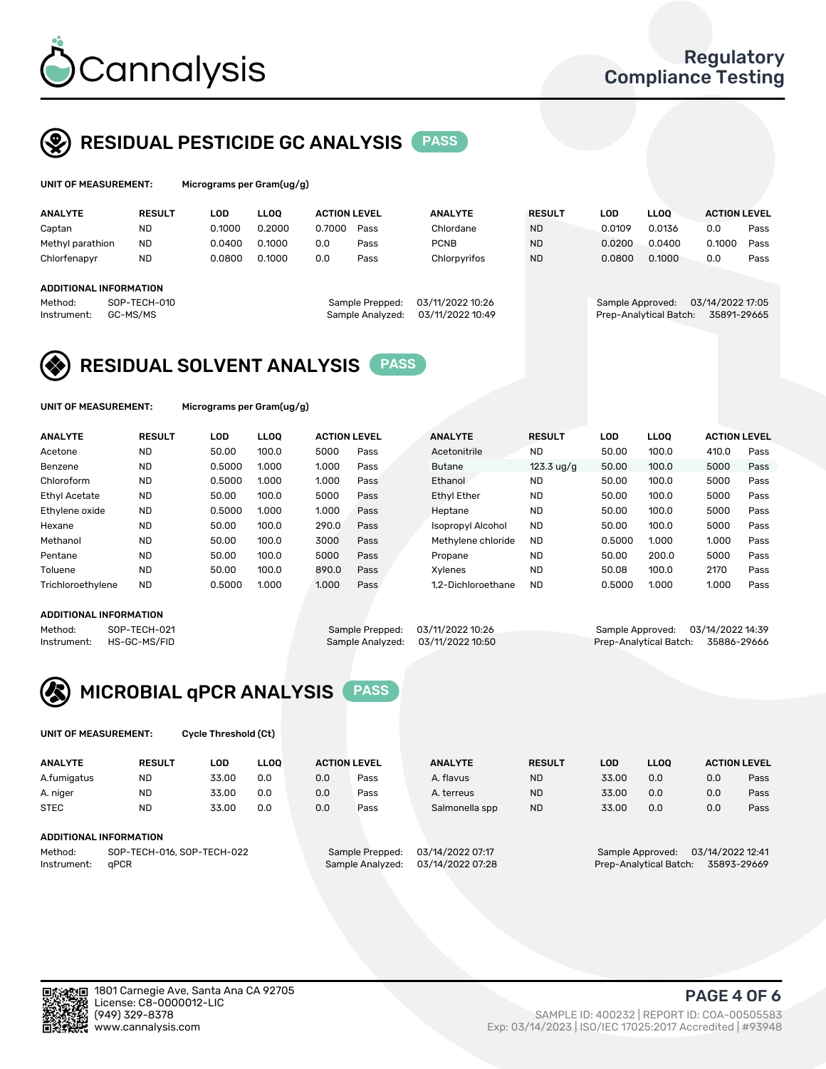# Cannalysis

Regulatory Compliance Testing

## RESIDUAL PESTICIDE GC ANALYSIS PASS

**UNIT OF MEASUREMENT:** Micrograms per Gram(ug/g)

| ANALYTE | RESULT | LOD | LLOQ | ACTION LEVEL | | ANALYTE | RESULT | LOD | LLOQ | ACTION LEVEL | |
|---|---|---|---|---|---|---|---|---|---|---|---|
| Captan | ND | 0.1000 | 0.2000 | 0.7000 | Pass | Chlordane | ND | 0.0109 | 0.0136 | 0.0 | Pass |
| Methyl parathion | ND | 0.0400 | 0.1000 | 0.0 | Pass | PCNB | ND | 0.0200 | 0.0400 | 0.1000 | Pass |
| Chlorfenapyr | ND | 0.0800 | 0.1000 | 0.0 | Pass | Chlorpyrifos | ND | 0.0800 | 0.1000 | 0.0 | Pass |

**ADDITIONAL INFORMATION**

Method: SOP-TECH-010
Instrument: GC-MS/MS
Sample Prepped: 03/11/2022 10:26
Sample Analyzed: 03/11/2022 10:49
Sample Approved: 03/14/2022 17:05
Prep-Analytical Batch: 35891-29665

## RESIDUAL SOLVENT ANALYSIS PASS

**UNIT OF MEASUREMENT:** Micrograms per Gram(ug/g)

| ANALYTE | RESULT | LOD | LLOQ | ACTION LEVEL | | ANALYTE | RESULT | LOD | LLOQ | ACTION LEVEL | |
|---|---|---|---|---|---|---|---|---|---|---|---|
| Acetone | ND | 50.00 | 100.0 | 5000 | Pass | Acetonitrile | ND | 50.00 | 100.0 | 410.0 | Pass |
| Benzene | ND | 0.5000 | 1.000 | 1.000 | Pass | Butane | 123.3 ug/g | 50.00 | 100.0 | 5000 | Pass |
| Chloroform | ND | 0.5000 | 1.000 | 1.000 | Pass | Ethanol | ND | 50.00 | 100.0 | 5000 | Pass |
| Ethyl Acetate | ND | 50.00 | 100.0 | 5000 | Pass | Ethyl Ether | ND | 50.00 | 100.0 | 5000 | Pass |
| Ethylene oxide | ND | 0.5000 | 1.000 | 1.000 | Pass | Heptane | ND | 50.00 | 100.0 | 5000 | Pass |
| Hexane | ND | 50.00 | 100.0 | 290.0 | Pass | Isopropyl Alcohol | ND | 50.00 | 100.0 | 5000 | Pass |
| Methanol | ND | 50.00 | 100.0 | 3000 | Pass | Methylene chloride | ND | 0.5000 | 1.000 | 1.000 | Pass |
| Pentane | ND | 50.00 | 100.0 | 5000 | Pass | Propane | ND | 50.00 | 200.0 | 5000 | Pass |
| Toluene | ND | 50.00 | 100.0 | 890.0 | Pass | Xylenes | ND | 50.08 | 100.0 | 2170 | Pass |
| Trichloroethylene | ND | 0.5000 | 1.000 | 1.000 | Pass | 1,2-Dichloroethane | ND | 0.5000 | 1.000 | 1.000 | Pass |

**ADDITIONAL INFORMATION**

Method: SOP-TECH-021
Instrument: HS-GC-MS/FID
Sample Prepped: 03/11/2022 10:26
Sample Analyzed: 03/11/2022 10:50
Sample Approved: 03/14/2022 14:39
Prep-Analytical Batch: 35886-29666

## MICROBIAL qPCR ANALYSIS PASS

**UNIT OF MEASUREMENT:** Cycle Threshold (Ct)

| ANALYTE | RESULT | LOD | LLOQ | ACTION LEVEL | | ANALYTE | RESULT | LOD | LLOQ | ACTION LEVEL | |
|---|---|---|---|---|---|---|---|---|---|---|---|
| A.fumigatus | ND | 33.00 | 0.0 | 0.0 | Pass | A. flavus | ND | 33.00 | 0.0 | 0.0 | Pass |
| A. niger | ND | 33.00 | 0.0 | 0.0 | Pass | A. terreus | ND | 33.00 | 0.0 | 0.0 | Pass |
| STEC | ND | 33.00 | 0.0 | 0.0 | Pass | Salmonella spp | ND | 33.00 | 0.0 | 0.0 | Pass |

**ADDITIONAL INFORMATION**

Method: SOP-TECH-016, SOP-TECH-022
Instrument: qPCR
Sample Prepped: 03/14/2022 07:17
Sample Analyzed: 03/14/2022 07:28
Sample Approved: 03/14/2022 12:41
Prep-Analytical Batch: 35893-29669

1801 Carnegie Ave, Santa Ana CA 92705
License: C8-0000012-LIC
(949) 329-8378
www.cannalysis.com

SAMPLE ID: 400232 | REPORT ID: COA-00505583
Exp: 03/14/2023 | ISO/IEC 17025:2017 Accredited | #93948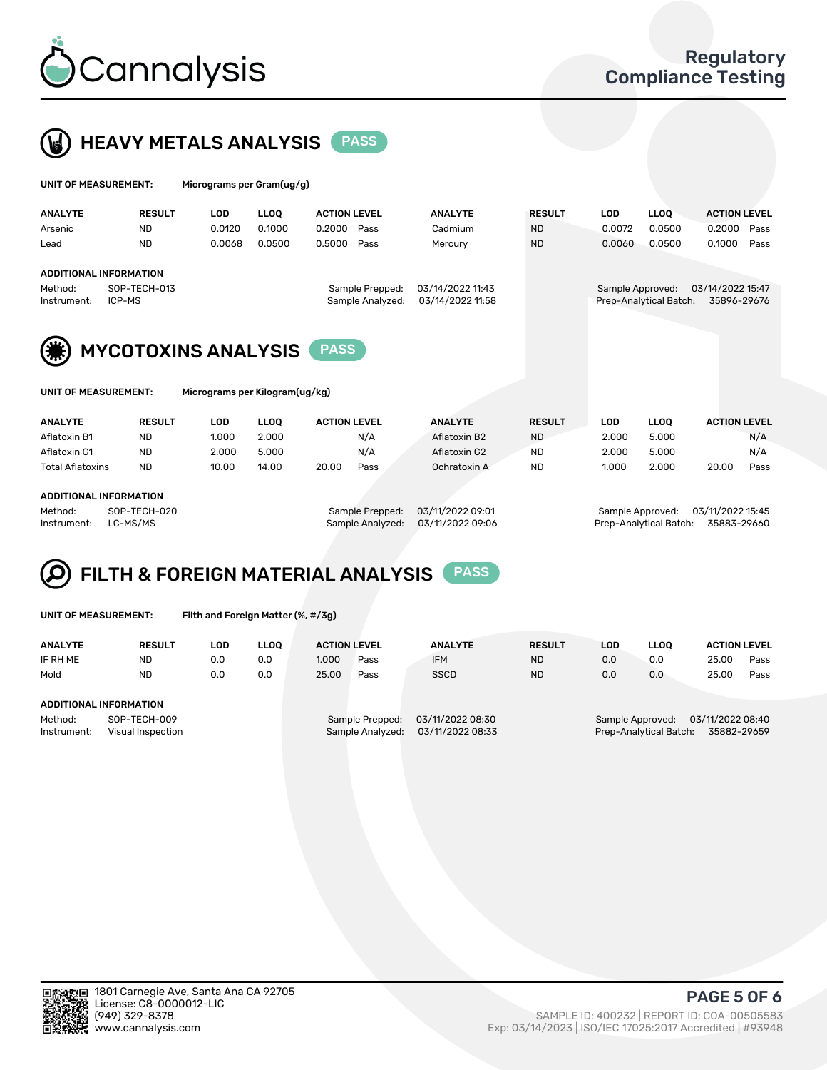# Cannalysis

## Regulatory Compliance Testing

## HEAVY METALS ANALYSIS PASS

**UNIT OF MEASUREMENT:** Micrograms per Gram(ug/g)

| ANALYTE | RESULT | LOD | LLOQ | ACTION LEVEL | | ANALYTE | RESULT | LOD | LLOQ | ACTION LEVEL | |
|---|---|---|---|---|---|---|---|---|---|---|---|
| Arsenic | ND | 0.0120 | 0.1000 | 0.2000 | Pass | Cadmium | ND | 0.0072 | 0.0500 | 0.2000 | Pass |
| Lead | ND | 0.0068 | 0.0500 | 0.5000 | Pass | Mercury | ND | 0.0060 | 0.0500 | 0.1000 | Pass |

**ADDITIONAL INFORMATION**

Method: SOP-TECH-013
Instrument: ICP-MS
Sample Prepped: 03/14/2022 11:43
Sample Analyzed: 03/14/2022 11:58
Sample Approved: 03/14/2022 15:47
Prep-Analytical Batch: 35896-29676

## MYCOTOXINS ANALYSIS PASS

**UNIT OF MEASUREMENT:** Micrograms per Kilogram(ug/kg)

| ANALYTE | RESULT | LOD | LLOQ | ACTION LEVEL | | ANALYTE | RESULT | LOD | LLOQ | ACTION LEVEL | |
|---|---|---|---|---|---|---|---|---|---|---|---|
| Aflatoxin B1 | ND | 1.000 | 2.000 | | N/A | Aflatoxin B2 | ND | 2.000 | 5.000 | | N/A |
| Aflatoxin G1 | ND | 2.000 | 5.000 | | N/A | Aflatoxin G2 | ND | 2.000 | 5.000 | | N/A |
| Total Aflatoxins | ND | 10.00 | 14.00 | 20.00 | Pass | Ochratoxin A | ND | 1.000 | 2.000 | 20.00 | Pass |

**ADDITIONAL INFORMATION**

Method: SOP-TECH-020
Instrument: LC-MS/MS
Sample Prepped: 03/11/2022 09:01
Sample Analyzed: 03/11/2022 09:06
Sample Approved: 03/11/2022 15:45
Prep-Analytical Batch: 35883-29660

## FILTH & FOREIGN MATERIAL ANALYSIS PASS

**UNIT OF MEASUREMENT:** Filth and Foreign Matter (%, #/3g)

| ANALYTE | RESULT | LOD | LLOQ | ACTION LEVEL | | ANALYTE | RESULT | LOD | LLOQ | ACTION LEVEL | |
|---|---|---|---|---|---|---|---|---|---|---|---|
| IF RH ME | ND | 0.0 | 0.0 | 1.000 | Pass | IFM | ND | 0.0 | 0.0 | 25.00 | Pass |
| Mold | ND | 0.0 | 0.0 | 25.00 | Pass | SSCD | ND | 0.0 | 0.0 | 25.00 | Pass |

**ADDITIONAL INFORMATION**

Method: SOP-TECH-009
Instrument: Visual Inspection
Sample Prepped: 03/11/2022 08:30
Sample Analyzed: 03/11/2022 08:33
Sample Approved: 03/11/2022 08:40
Prep-Analytical Batch: 35882-29659

1801 Carnegie Ave, Santa Ana CA 92705
License: C8-0000012-LIC
(949) 329-8378
www.cannalysis.com

SAMPLE ID: 400232 | REPORT ID: COA-00505583
Exp: 03/14/2023 | ISO/IEC 17025:2017 Accredited | #93948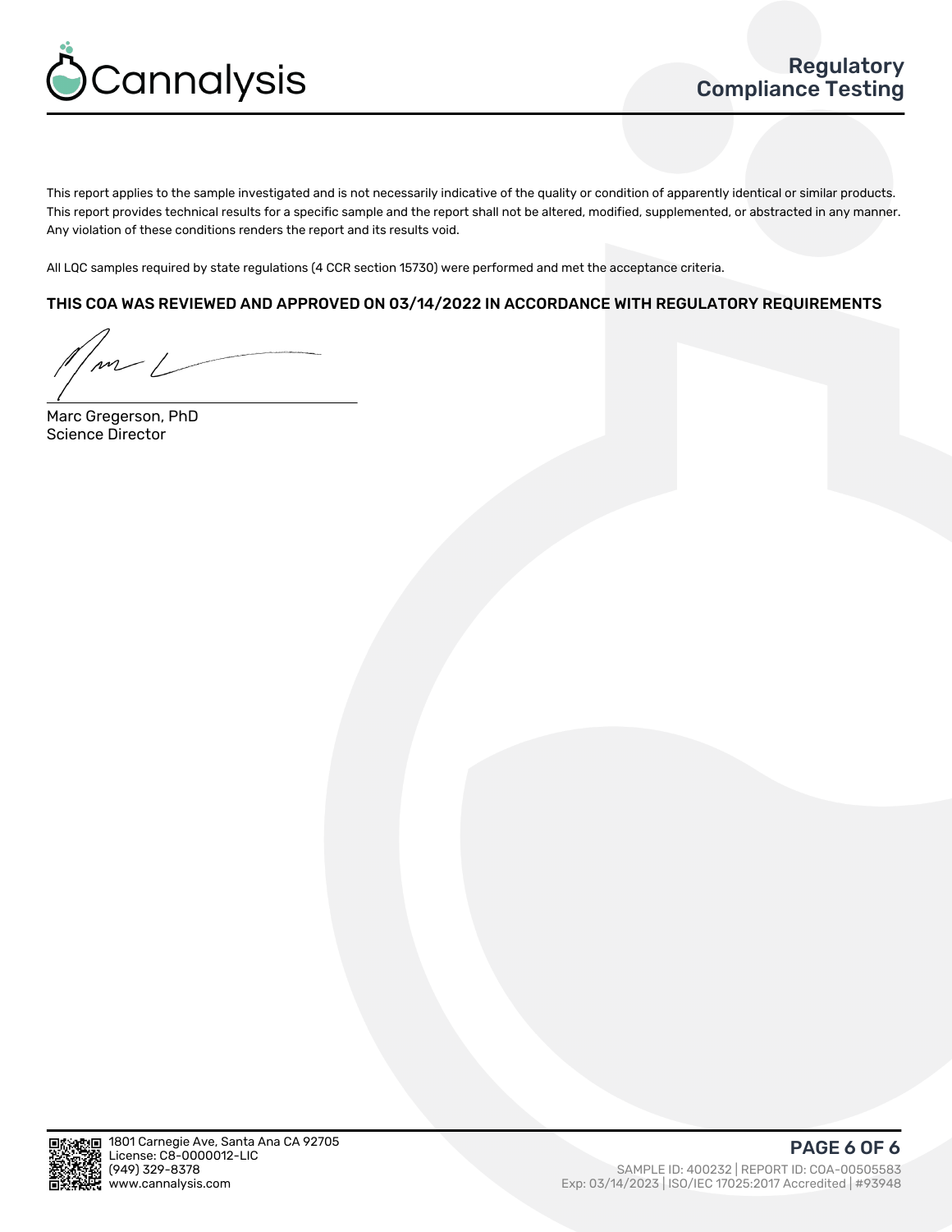This report applies to the sample investigated and is not necessarily indicative of the quality or condition of apparently identical or similar products. This report provides technical results for a specific sample and the report shall not be altered, modified, supplemented, or abstracted in any manner. Any violation of these conditions renders the report and its results void.

All LQC samples required by state regulations (4 CCR section 15730) were performed and met the acceptance criteria.

**THIS COA WAS REVIEWED AND APPROVED ON 03/14/2022 IN ACCORDANCE WITH REGULATORY REQUIREMENTS**

Marc Gregerson, PhD
Science Director